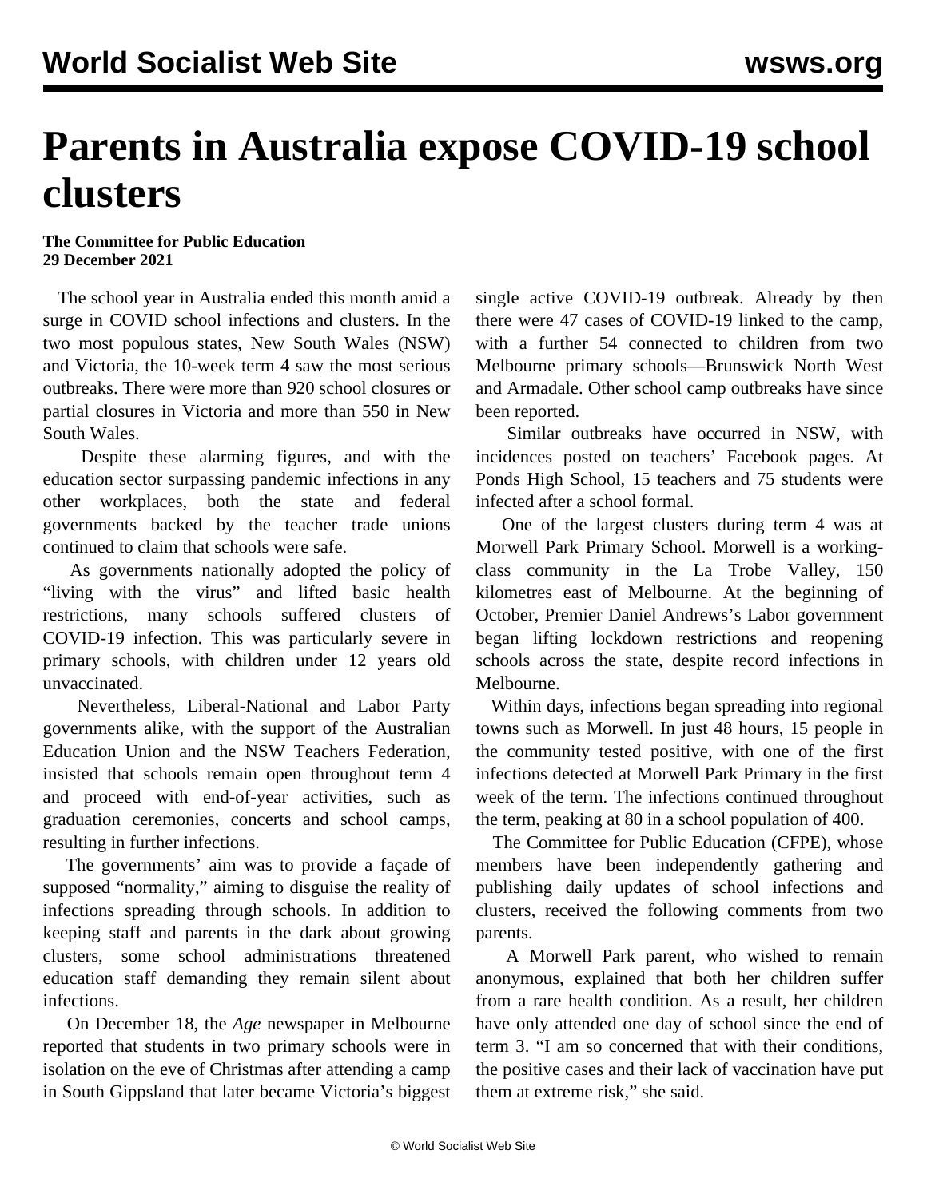# Parents in Australia expose COVID-19 school clusters

**The Committee for Public Education**
**29 December 2021**

The school year in Australia ended this month amid a surge in COVID school infections and clusters. In the two most populous states, New South Wales (NSW) and Victoria, the 10-week term 4 saw the most serious outbreaks. There were more than 920 school closures or partial closures in Victoria and more than 550 in New South Wales.

Despite these alarming figures, and with the education sector surpassing pandemic infections in any other workplaces, both the state and federal governments backed by the teacher trade unions continued to claim that schools were safe.

As governments nationally adopted the policy of "living with the virus" and lifted basic health restrictions, many schools suffered clusters of COVID-19 infection. This was particularly severe in primary schools, with children under 12 years old unvaccinated.

Nevertheless, Liberal-National and Labor Party governments alike, with the support of the Australian Education Union and the NSW Teachers Federation, insisted that schools remain open throughout term 4 and proceed with end-of-year activities, such as graduation ceremonies, concerts and school camps, resulting in further infections.

The governments' aim was to provide a façade of supposed "normality," aiming to disguise the reality of infections spreading through schools. In addition to keeping staff and parents in the dark about growing clusters, some school administrations threatened education staff demanding they remain silent about infections.

On December 18, the *Age* newspaper in Melbourne reported that students in two primary schools were in isolation on the eve of Christmas after attending a camp in South Gippsland that later became Victoria's biggest single active COVID-19 outbreak. Already by then there were 47 cases of COVID-19 linked to the camp, with a further 54 connected to children from two Melbourne primary schools—Brunswick North West and Armadale. Other school camp outbreaks have since been reported.

Similar outbreaks have occurred in NSW, with incidences posted on teachers' Facebook pages. At Ponds High School, 15 teachers and 75 students were infected after a school formal.

One of the largest clusters during term 4 was at Morwell Park Primary School. Morwell is a working-class community in the La Trobe Valley, 150 kilometres east of Melbourne. At the beginning of October, Premier Daniel Andrews's Labor government began lifting lockdown restrictions and reopening schools across the state, despite record infections in Melbourne.

Within days, infections began spreading into regional towns such as Morwell. In just 48 hours, 15 people in the community tested positive, with one of the first infections detected at Morwell Park Primary in the first week of the term. The infections continued throughout the term, peaking at 80 in a school population of 400.

The Committee for Public Education (CFPE), whose members have been independently gathering and publishing daily updates of school infections and clusters, received the following comments from two parents.

A Morwell Park parent, who wished to remain anonymous, explained that both her children suffer from a rare health condition. As a result, her children have only attended one day of school since the end of term 3. "I am so concerned that with their conditions, the positive cases and their lack of vaccination have put them at extreme risk," she said.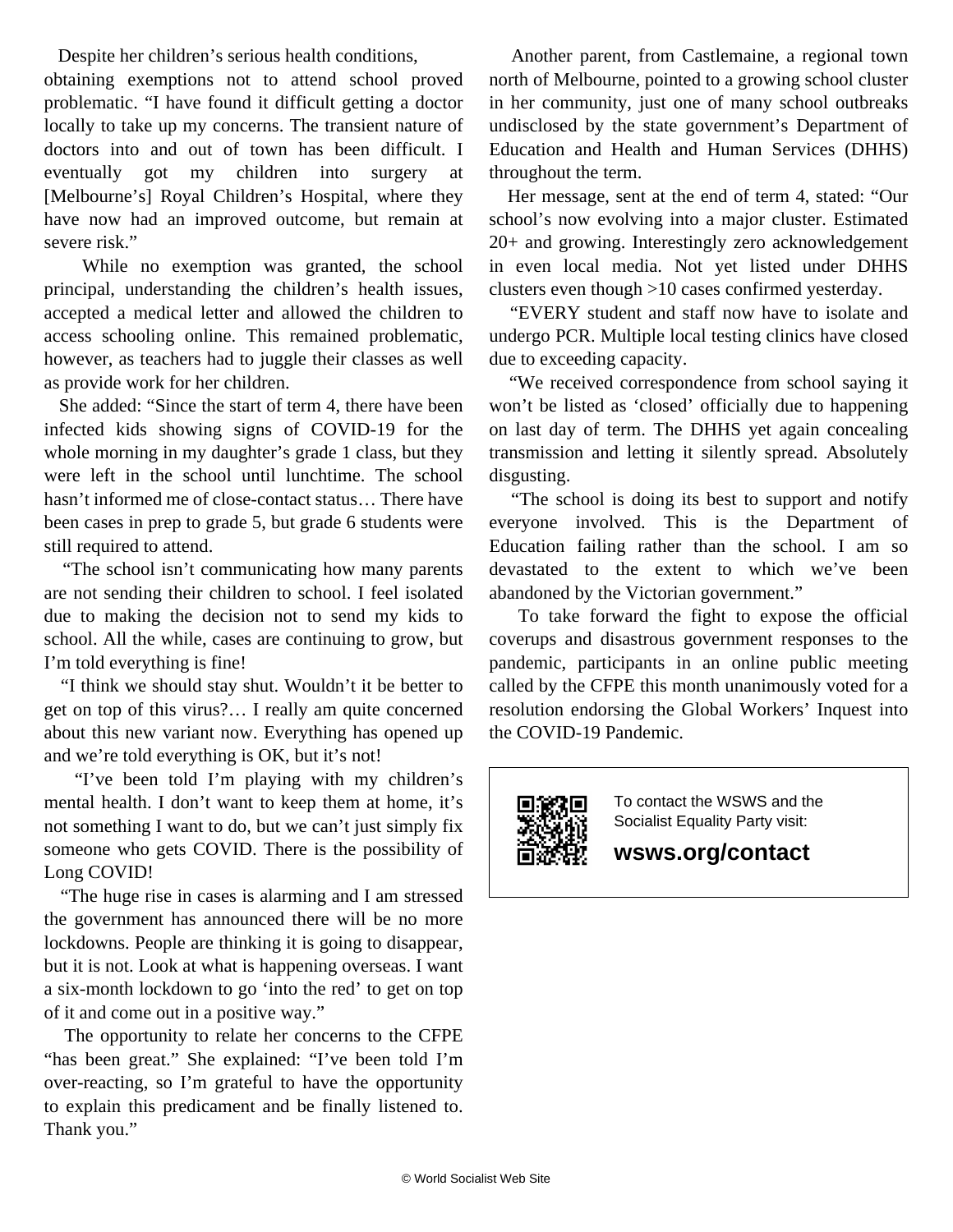Despite her children's serious health conditions, obtaining exemptions not to attend school proved problematic. "I have found it difficult getting a doctor locally to take up my concerns. The transient nature of doctors into and out of town has been difficult. I eventually got my children into surgery at [Melbourne's] Royal Children's Hospital, where they have now had an improved outcome, but remain at severe risk."

While no exemption was granted, the school principal, understanding the children's health issues, accepted a medical letter and allowed the children to access schooling online. This remained problematic, however, as teachers had to juggle their classes as well as provide work for her children.

She added: "Since the start of term 4, there have been infected kids showing signs of COVID-19 for the whole morning in my daughter's grade 1 class, but they were left in the school until lunchtime. The school hasn't informed me of close-contact status… There have been cases in prep to grade 5, but grade 6 students were still required to attend.

"The school isn't communicating how many parents are not sending their children to school. I feel isolated due to making the decision not to send my kids to school. All the while, cases are continuing to grow, but I'm told everything is fine!

"I think we should stay shut. Wouldn't it be better to get on top of this virus?… I really am quite concerned about this new variant now. Everything has opened up and we're told everything is OK, but it's not!

"I've been told I'm playing with my children's mental health. I don't want to keep them at home, it's not something I want to do, but we can't just simply fix someone who gets COVID. There is the possibility of Long COVID!

"The huge rise in cases is alarming and I am stressed the government has announced there will be no more lockdowns. People are thinking it is going to disappear, but it is not. Look at what is happening overseas. I want a six-month lockdown to go 'into the red' to get on top of it and come out in a positive way."

The opportunity to relate her concerns to the CFPE "has been great." She explained: "I've been told I'm over-reacting, so I'm grateful to have the opportunity to explain this predicament and be finally listened to. Thank you."

Another parent, from Castlemaine, a regional town north of Melbourne, pointed to a growing school cluster in her community, just one of many school outbreaks undisclosed by the state government's Department of Education and Health and Human Services (DHHS) throughout the term.

Her message, sent at the end of term 4, stated: "Our school's now evolving into a major cluster. Estimated 20+ and growing. Interestingly zero acknowledgement in even local media. Not yet listed under DHHS clusters even though >10 cases confirmed yesterday.

"EVERY student and staff now have to isolate and undergo PCR. Multiple local testing clinics have closed due to exceeding capacity.

"We received correspondence from school saying it won't be listed as 'closed' officially due to happening on last day of term. The DHHS yet again concealing transmission and letting it silently spread. Absolutely disgusting.

"The school is doing its best to support and notify everyone involved. This is the Department of Education failing rather than the school. I am so devastated to the extent to which we've been abandoned by the Victorian government."

To take forward the fight to expose the official coverups and disastrous government responses to the pandemic, participants in an online public meeting called by the CFPE this month unanimously voted for a resolution endorsing the Global Workers' Inquest into the COVID-19 Pandemic.

To contact the WSWS and the Socialist Equality Party visit:

**wsws.org/contact**